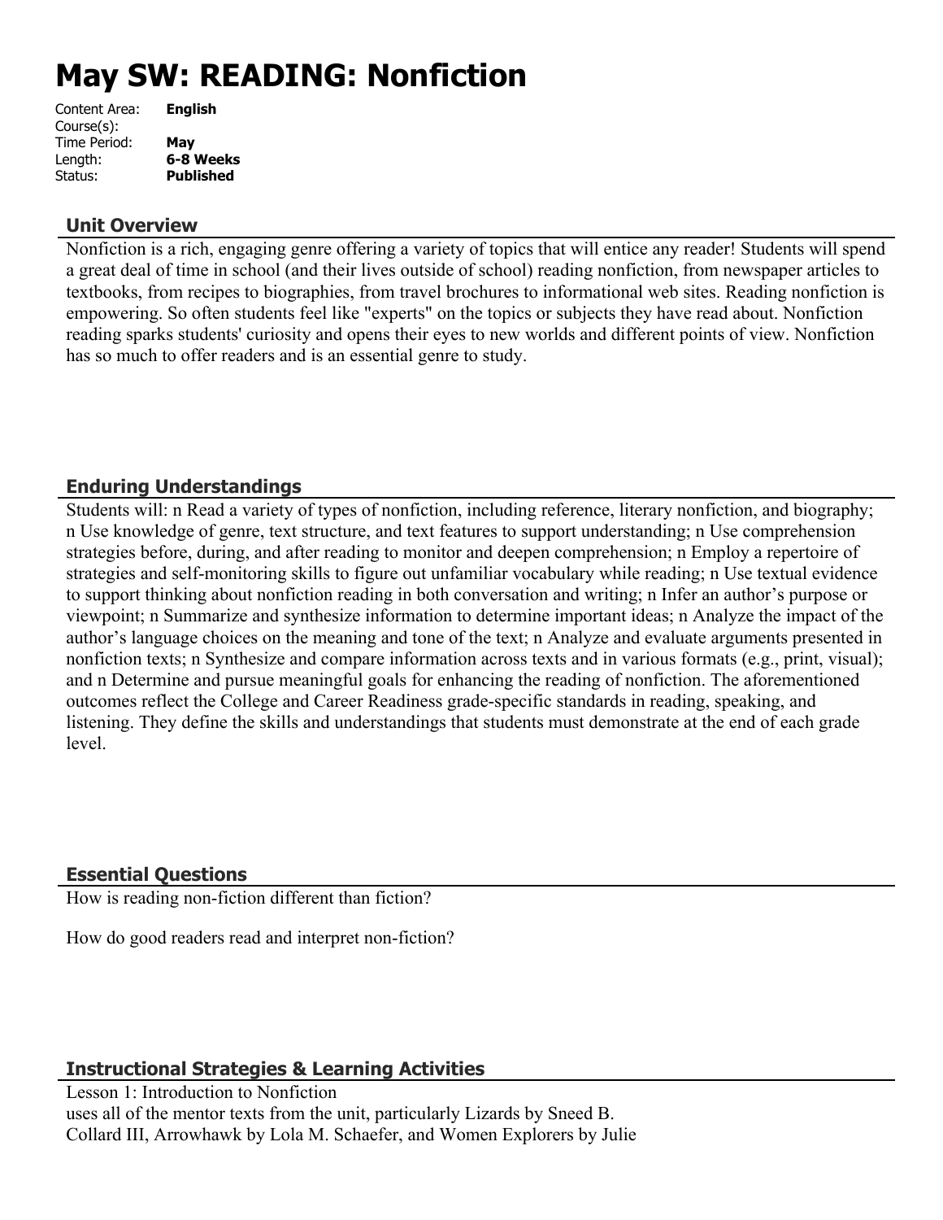# May SW: READING: Nonfiction

Content Area: **English**
Course(s):
Time Period: **May**
Length: **6-8 Weeks**
Status: **Published**

## Unit Overview

Nonfiction is a rich, engaging genre offering a variety of topics that will entice any reader! Students will spend a great deal of time in school (and their lives outside of school) reading nonfiction, from newspaper articles to textbooks, from recipes to biographies, from travel brochures to informational web sites. Reading nonfiction is empowering. So often students feel like "experts" on the topics or subjects they have read about. Nonfiction reading sparks students' curiosity and opens their eyes to new worlds and different points of view. Nonfiction has so much to offer readers and is an essential genre to study.

## Enduring Understandings

Students will: n Read a variety of types of nonfiction, including reference, literary nonfiction, and biography; n Use knowledge of genre, text structure, and text features to support understanding; n Use comprehension strategies before, during, and after reading to monitor and deepen comprehension; n Employ a repertoire of strategies and self-monitoring skills to figure out unfamiliar vocabulary while reading; n Use textual evidence to support thinking about nonfiction reading in both conversation and writing; n Infer an author's purpose or viewpoint; n Summarize and synthesize information to determine important ideas; n Analyze the impact of the author's language choices on the meaning and tone of the text; n Analyze and evaluate arguments presented in nonfiction texts; n Synthesize and compare information across texts and in various formats (e.g., print, visual); and n Determine and pursue meaningful goals for enhancing the reading of nonfiction. The aforementioned outcomes reflect the College and Career Readiness grade-specific standards in reading, speaking, and listening. They define the skills and understandings that students must demonstrate at the end of each grade level.

## Essential Questions

How is reading non-fiction different than fiction?

How do good readers read and interpret non-fiction?

## Instructional Strategies & Learning Activities

Lesson 1: Introduction to Nonfiction
uses all of the mentor texts from the unit, particularly Lizards by Sneed B. Collard III, Arrowhawk by Lola M. Schaefer, and Women Explorers by Julie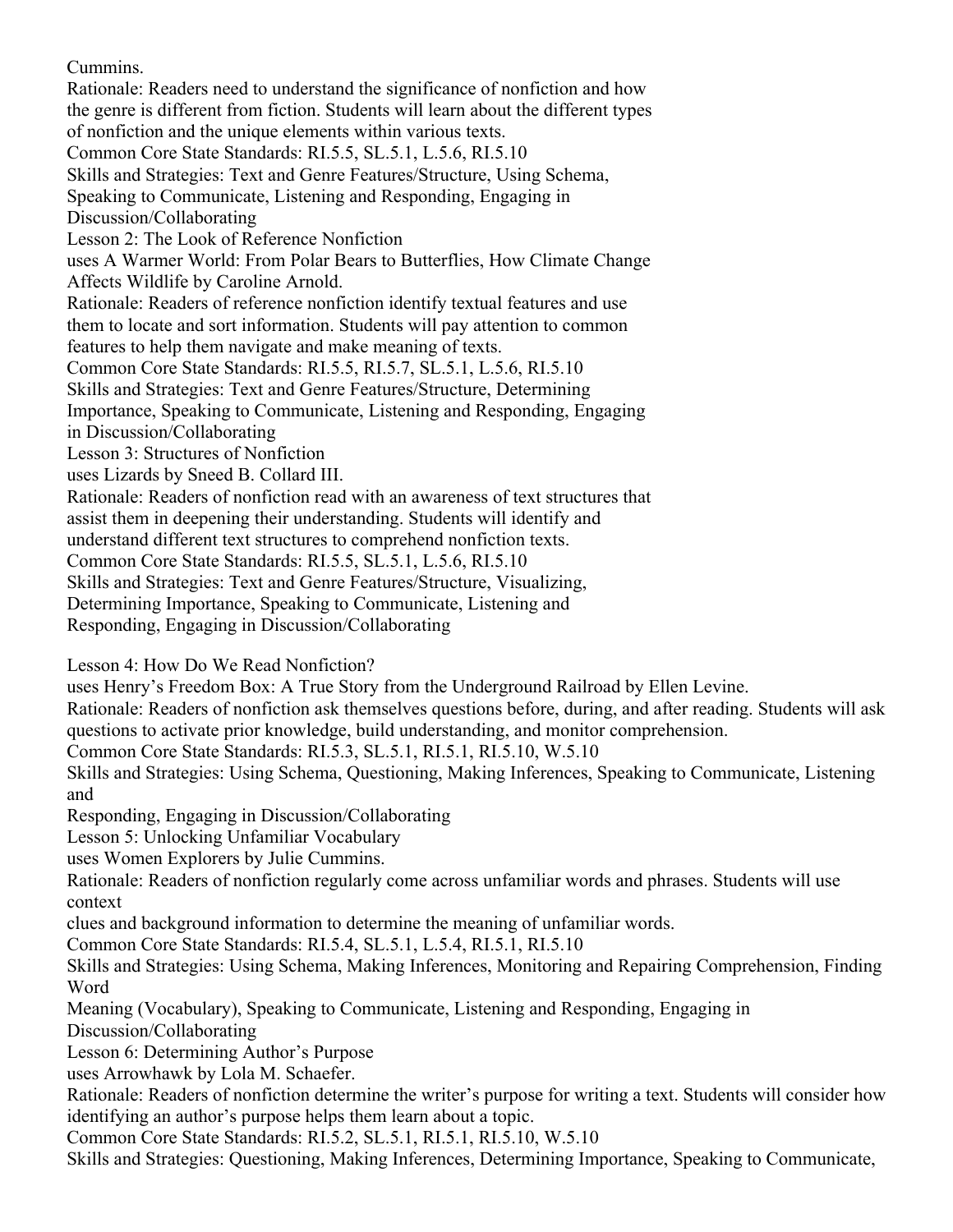Cummins.

Rationale: Readers need to understand the significance of nonfiction and how the genre is different from fiction. Students will learn about the different types of nonfiction and the unique elements within various texts.

Common Core State Standards: RI.5.5, SL.5.1, L.5.6, RI.5.10

Skills and Strategies: Text and Genre Features/Structure, Using Schema, Speaking to Communicate, Listening and Responding, Engaging in Discussion/Collaborating

Lesson 2: The Look of Reference Nonfiction

uses A Warmer World: From Polar Bears to Butterflies, How Climate Change Affects Wildlife by Caroline Arnold.

Rationale: Readers of reference nonfiction identify textual features and use them to locate and sort information. Students will pay attention to common features to help them navigate and make meaning of texts.

Common Core State Standards: RI.5.5, RI.5.7, SL.5.1, L.5.6, RI.5.10

Skills and Strategies: Text and Genre Features/Structure, Determining Importance, Speaking to Communicate, Listening and Responding, Engaging in Discussion/Collaborating

Lesson 3: Structures of Nonfiction

uses Lizards by Sneed B. Collard III.

Rationale: Readers of nonfiction read with an awareness of text structures that assist them in deepening their understanding. Students will identify and understand different text structures to comprehend nonfiction texts.

Common Core State Standards: RI.5.5, SL.5.1, L.5.6, RI.5.10

Skills and Strategies: Text and Genre Features/Structure, Visualizing, Determining Importance, Speaking to Communicate, Listening and Responding, Engaging in Discussion/Collaborating

Lesson 4: How Do We Read Nonfiction?

uses Henry's Freedom Box: A True Story from the Underground Railroad by Ellen Levine.

Rationale: Readers of nonfiction ask themselves questions before, during, and after reading. Students will ask questions to activate prior knowledge, build understanding, and monitor comprehension.

Common Core State Standards: RI.5.3, SL.5.1, RI.5.1, RI.5.10, W.5.10

Skills and Strategies: Using Schema, Questioning, Making Inferences, Speaking to Communicate, Listening and Responding, Engaging in Discussion/Collaborating

Lesson 5: Unlocking Unfamiliar Vocabulary

uses Women Explorers by Julie Cummins.

Rationale: Readers of nonfiction regularly come across unfamiliar words and phrases. Students will use context clues and background information to determine the meaning of unfamiliar words.

Common Core State Standards: RI.5.4, SL.5.1, L.5.4, RI.5.1, RI.5.10

Skills and Strategies: Using Schema, Making Inferences, Monitoring and Repairing Comprehension, Finding Word Meaning (Vocabulary), Speaking to Communicate, Listening and Responding, Engaging in Discussion/Collaborating

Lesson 6: Determining Author's Purpose

uses Arrowhawk by Lola M. Schaefer.

Rationale: Readers of nonfiction determine the writer's purpose for writing a text. Students will consider how identifying an author's purpose helps them learn about a topic.

Common Core State Standards: RI.5.2, SL.5.1, RI.5.1, RI.5.10, W.5.10

Skills and Strategies: Questioning, Making Inferences, Determining Importance, Speaking to Communicate,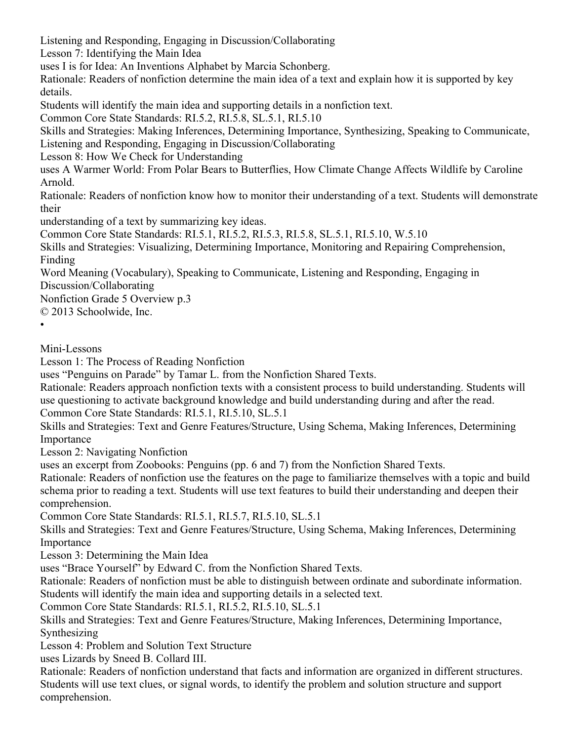Listening and Responding, Engaging in Discussion/Collaborating

Lesson 7: Identifying the Main Idea

uses I is for Idea: An Inventions Alphabet by Marcia Schonberg.

Rationale: Readers of nonfiction determine the main idea of a text and explain how it is supported by key details.

Students will identify the main idea and supporting details in a nonfiction text.

Common Core State Standards: RI.5.2, RI.5.8, SL.5.1, RI.5.10

Skills and Strategies: Making Inferences, Determining Importance, Synthesizing, Speaking to Communicate, Listening and Responding, Engaging in Discussion/Collaborating

Lesson 8: How We Check for Understanding

uses A Warmer World: From Polar Bears to Butterflies, How Climate Change Affects Wildlife by Caroline Arnold.

Rationale: Readers of nonfiction know how to monitor their understanding of a text. Students will demonstrate their
understanding of a text by summarizing key ideas.

Common Core State Standards: RI.5.1, RI.5.2, RI.5.3, RI.5.8, SL.5.1, RI.5.10, W.5.10

Skills and Strategies: Visualizing, Determining Importance, Monitoring and Repairing Comprehension, Finding
Word Meaning (Vocabulary), Speaking to Communicate, Listening and Responding, Engaging in Discussion/Collaborating

Nonfiction Grade 5 Overview p.3

© 2013 Schoolwide, Inc.

•

## Mini-Lessons

Lesson 1: The Process of Reading Nonfiction

uses "Penguins on Parade" by Tamar L. from the Nonfiction Shared Texts.

Rationale: Readers approach nonfiction texts with a consistent process to build understanding. Students will use questioning to activate background knowledge and build understanding during and after the read.

Common Core State Standards: RI.5.1, RI.5.10, SL.5.1

Skills and Strategies: Text and Genre Features/Structure, Using Schema, Making Inferences, Determining Importance

Lesson 2: Navigating Nonfiction

uses an excerpt from Zoobooks: Penguins (pp. 6 and 7) from the Nonfiction Shared Texts.

Rationale: Readers of nonfiction use the features on the page to familiarize themselves with a topic and build schema prior to reading a text. Students will use text features to build their understanding and deepen their comprehension.

Common Core State Standards: RI.5.1, RI.5.7, RI.5.10, SL.5.1

Skills and Strategies: Text and Genre Features/Structure, Using Schema, Making Inferences, Determining Importance

Lesson 3: Determining the Main Idea

uses "Brace Yourself" by Edward C. from the Nonfiction Shared Texts.

Rationale: Readers of nonfiction must be able to distinguish between ordinate and subordinate information. Students will identify the main idea and supporting details in a selected text.

Common Core State Standards: RI.5.1, RI.5.2, RI.5.10, SL.5.1

Skills and Strategies: Text and Genre Features/Structure, Making Inferences, Determining Importance, Synthesizing

Lesson 4: Problem and Solution Text Structure

uses Lizards by Sneed B. Collard III.

Rationale: Readers of nonfiction understand that facts and information are organized in different structures. Students will use text clues, or signal words, to identify the problem and solution structure and support comprehension.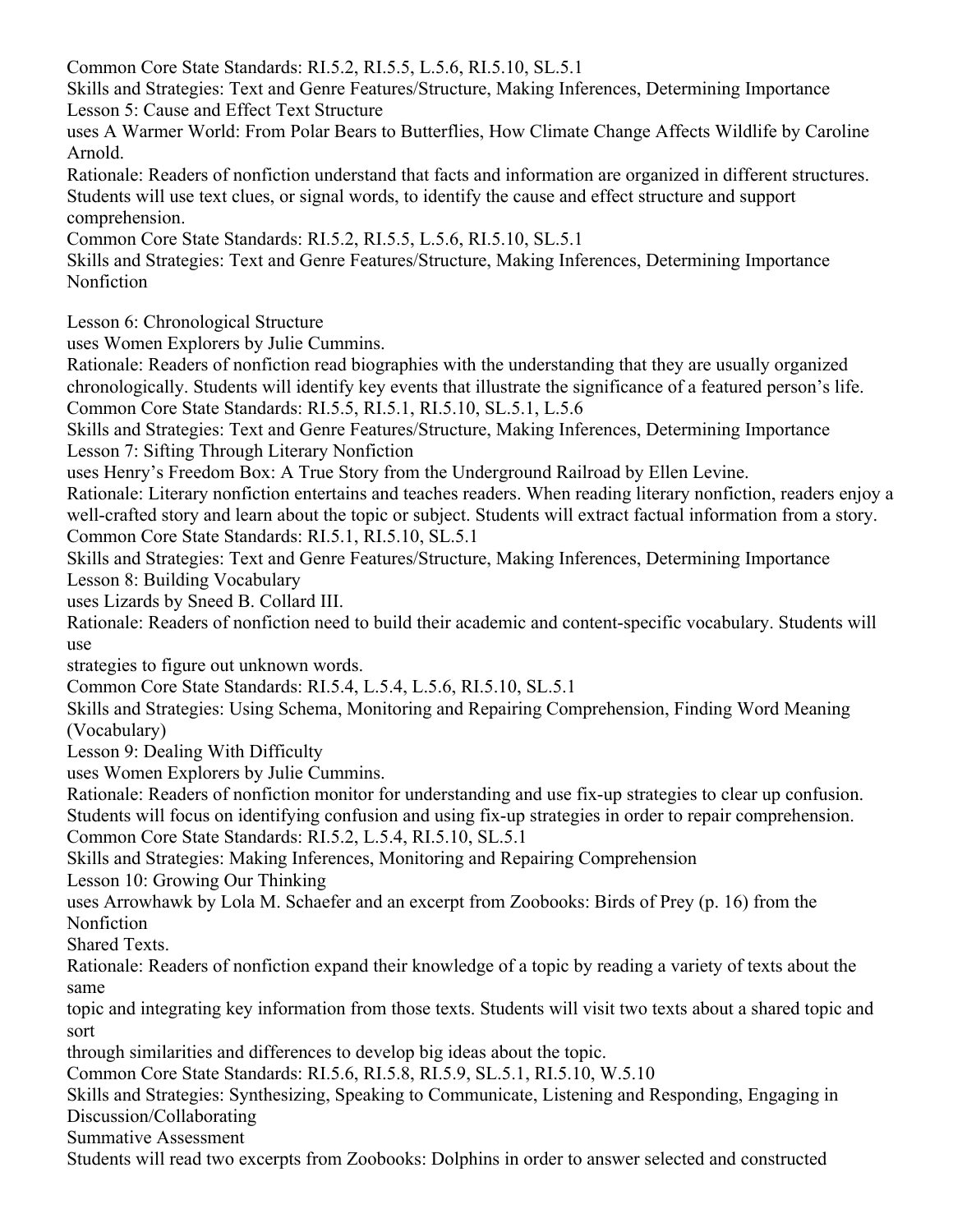Common Core State Standards: RI.5.2, RI.5.5, L.5.6, RI.5.10, SL.5.1

Skills and Strategies: Text and Genre Features/Structure, Making Inferences, Determining Importance

Lesson 5: Cause and Effect Text Structure

uses A Warmer World: From Polar Bears to Butterflies, How Climate Change Affects Wildlife by Caroline Arnold.

Rationale: Readers of nonfiction understand that facts and information are organized in different structures. Students will use text clues, or signal words, to identify the cause and effect structure and support comprehension.

Common Core State Standards: RI.5.2, RI.5.5, L.5.6, RI.5.10, SL.5.1

Skills and Strategies: Text and Genre Features/Structure, Making Inferences, Determining Importance

Nonfiction

Lesson 6: Chronological Structure

uses Women Explorers by Julie Cummins.

Rationale: Readers of nonfiction read biographies with the understanding that they are usually organized chronologically. Students will identify key events that illustrate the significance of a featured person's life.

Common Core State Standards: RI.5.5, RI.5.1, RI.5.10, SL.5.1, L.5.6

Skills and Strategies: Text and Genre Features/Structure, Making Inferences, Determining Importance

Lesson 7: Sifting Through Literary Nonfiction

uses Henry's Freedom Box: A True Story from the Underground Railroad by Ellen Levine.

Rationale: Literary nonfiction entertains and teaches readers. When reading literary nonfiction, readers enjoy a well-crafted story and learn about the topic or subject. Students will extract factual information from a story.

Common Core State Standards: RI.5.1, RI.5.10, SL.5.1

Skills and Strategies: Text and Genre Features/Structure, Making Inferences, Determining Importance

Lesson 8: Building Vocabulary

uses Lizards by Sneed B. Collard III.

Rationale: Readers of nonfiction need to build their academic and content-specific vocabulary. Students will use
strategies to figure out unknown words.

Common Core State Standards: RI.5.4, L.5.4, L.5.6, RI.5.10, SL.5.1

Skills and Strategies: Using Schema, Monitoring and Repairing Comprehension, Finding Word Meaning (Vocabulary)

Lesson 9: Dealing With Difficulty

uses Women Explorers by Julie Cummins.

Rationale: Readers of nonfiction monitor for understanding and use fix-up strategies to clear up confusion. Students will focus on identifying confusion and using fix-up strategies in order to repair comprehension.

Common Core State Standards: RI.5.2, L.5.4, RI.5.10, SL.5.1

Skills and Strategies: Making Inferences, Monitoring and Repairing Comprehension

Lesson 10: Growing Our Thinking

uses Arrowhawk by Lola M. Schaefer and an excerpt from Zoobooks: Birds of Prey (p. 16) from the Nonfiction
Shared Texts.

Rationale: Readers of nonfiction expand their knowledge of a topic by reading a variety of texts about the same
topic and integrating key information from those texts. Students will visit two texts about a shared topic and sort
through similarities and differences to develop big ideas about the topic.

Common Core State Standards: RI.5.6, RI.5.8, RI.5.9, SL.5.1, RI.5.10, W.5.10

Skills and Strategies: Synthesizing, Speaking to Communicate, Listening and Responding, Engaging in Discussion/Collaborating

Summative Assessment

Students will read two excerpts from Zoobooks: Dolphins in order to answer selected and constructed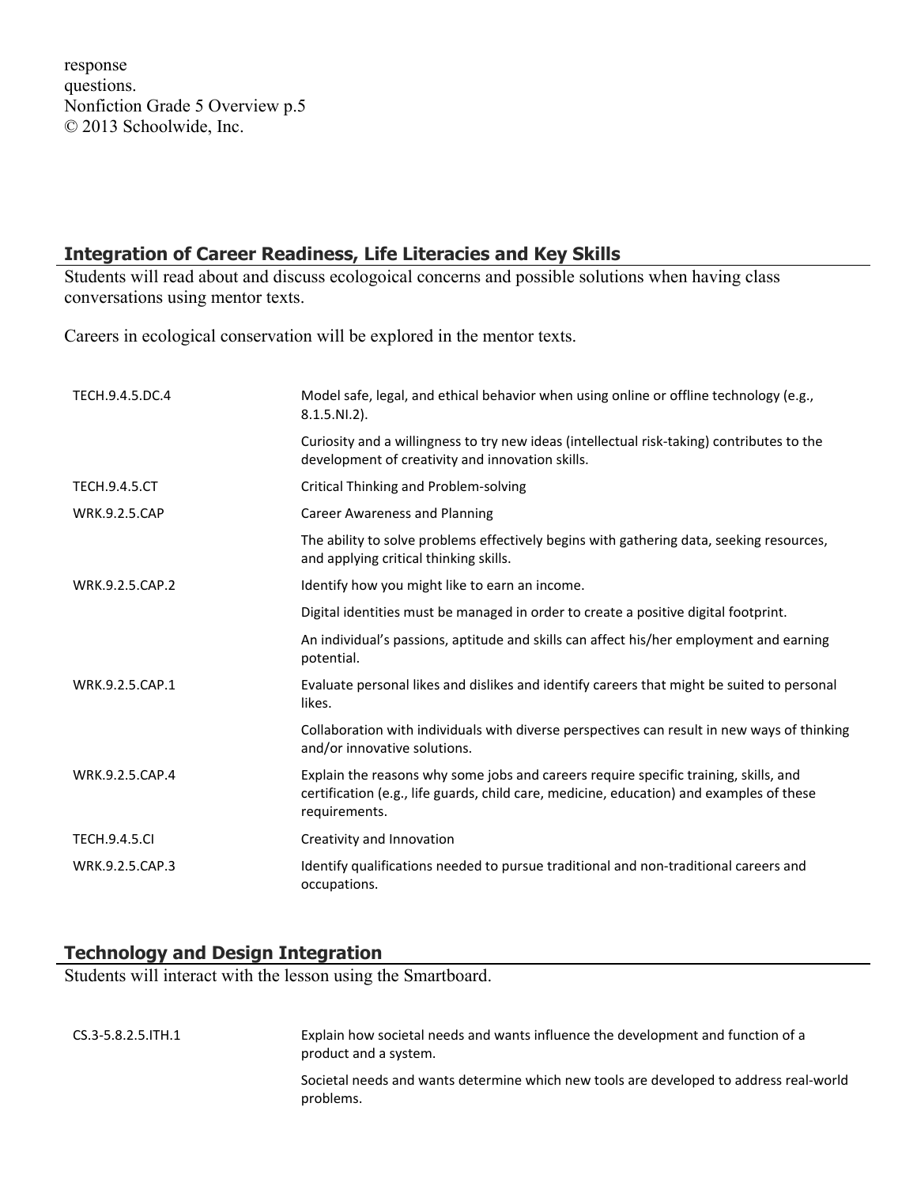response
questions.
Nonfiction Grade 5 Overview p.5
© 2013 Schoolwide, Inc.

## Integration of Career Readiness, Life Literacies and Key Skills

Students will read about and discuss ecologoical concerns and possible solutions when having class conversations using mentor texts.

Careers in ecological conservation will be explored in the mentor texts.

| | |
|---|---|
| TECH.9.4.5.DC.4 | Model safe, legal, and ethical behavior when using online or offline technology (e.g., 8.1.5.NI.2). |
| | Curiosity and a willingness to try new ideas (intellectual risk-taking) contributes to the development of creativity and innovation skills. |
| TECH.9.4.5.CT | Critical Thinking and Problem-solving |
| WRK.9.2.5.CAP | Career Awareness and Planning |
| | The ability to solve problems effectively begins with gathering data, seeking resources, and applying critical thinking skills. |
| WRK.9.2.5.CAP.2 | Identify how you might like to earn an income. |
| | Digital identities must be managed in order to create a positive digital footprint. |
| | An individual's passions, aptitude and skills can affect his/her employment and earning potential. |
| WRK.9.2.5.CAP.1 | Evaluate personal likes and dislikes and identify careers that might be suited to personal likes. |
| | Collaboration with individuals with diverse perspectives can result in new ways of thinking and/or innovative solutions. |
| WRK.9.2.5.CAP.4 | Explain the reasons why some jobs and careers require specific training, skills, and certification (e.g., life guards, child care, medicine, education) and examples of these requirements. |
| TECH.9.4.5.CI | Creativity and Innovation |
| WRK.9.2.5.CAP.3 | Identify qualifications needed to pursue traditional and non-traditional careers and occupations. |

## Technology and Design Integration

Students will interact with the lesson using the Smartboard.

| | |
|---|---|
| CS.3-5.8.2.5.ITH.1 | Explain how societal needs and wants influence the development and function of a product and a system. |
| | Societal needs and wants determine which new tools are developed to address real-world problems. |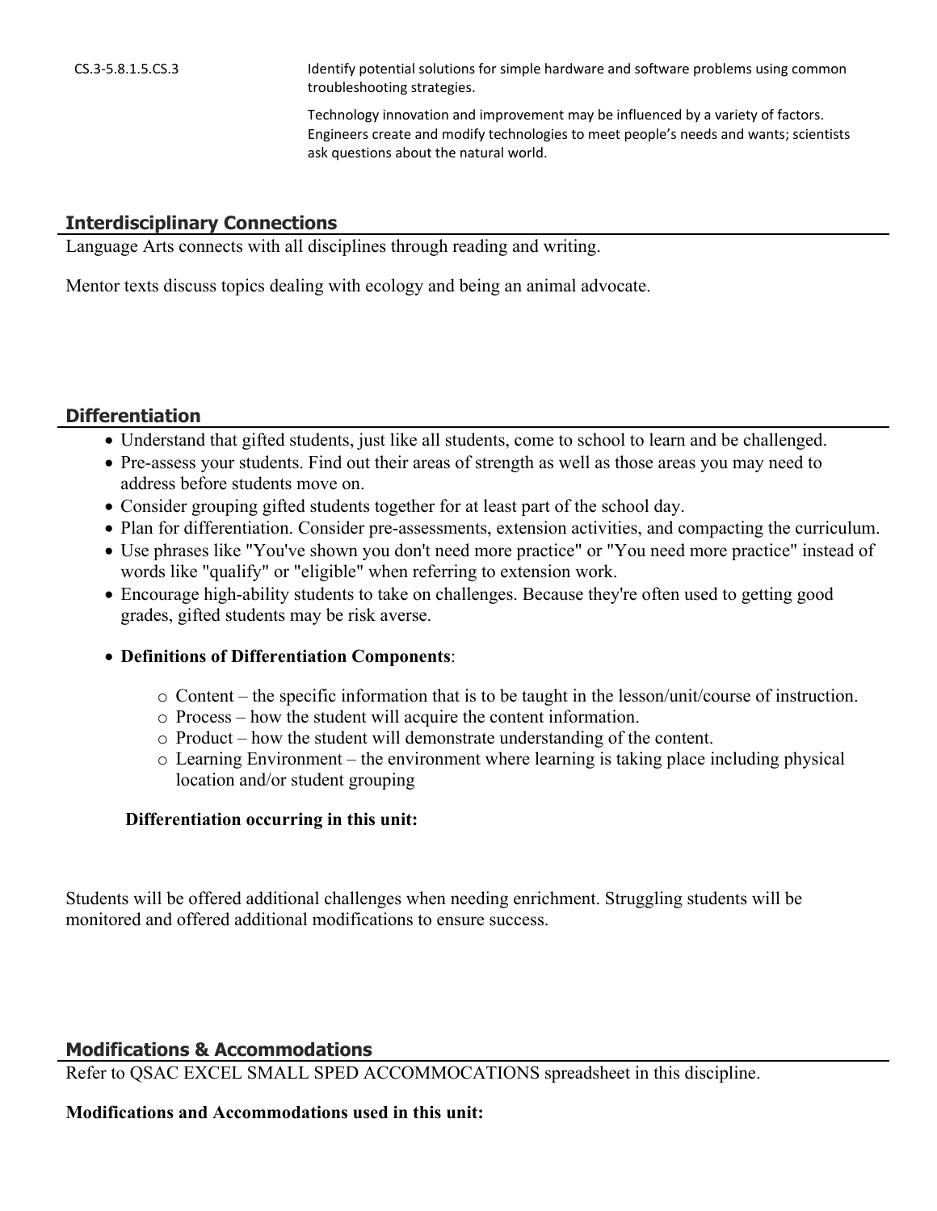| | |
|---|---|
| CS.3-5.8.1.5.CS.3 | Identify potential solutions for simple hardware and software problems using common troubleshooting strategies. |
| | Technology innovation and improvement may be influenced by a variety of factors. Engineers create and modify technologies to meet people's needs and wants; scientists ask questions about the natural world. |

## Interdisciplinary Connections

Language Arts connects with all disciplines through reading and writing.

Mentor texts discuss topics dealing with ecology and being an animal advocate.

## Differentiation

- Understand that gifted students, just like all students, come to school to learn and be challenged.
- Pre-assess your students. Find out their areas of strength as well as those areas you may need to address before students move on.
- Consider grouping gifted students together for at least part of the school day.
- Plan for differentiation. Consider pre-assessments, extension activities, and compacting the curriculum.
- Use phrases like "You've shown you don't need more practice" or "You need more practice" instead of words like "qualify" or "eligible" when referring to extension work.
- Encourage high-ability students to take on challenges. Because they're often used to getting good grades, gifted students may be risk averse.
- **Definitions of Differentiation Components**:
  - Content – the specific information that is to be taught in the lesson/unit/course of instruction.
  - Process – how the student will acquire the content information.
  - Product – how the student will demonstrate understanding of the content.
  - Learning Environment – the environment where learning is taking place including physical location and/or student grouping

**Differentiation occurring in this unit:**

Students will be offered additional challenges when needing enrichment. Struggling students will be monitored and offered additional modifications to ensure success.

## Modifications & Accommodations

Refer to QSAC EXCEL SMALL SPED ACCOMMOCATIONS spreadsheet in this discipline.

**Modifications and Accommodations used in this unit:**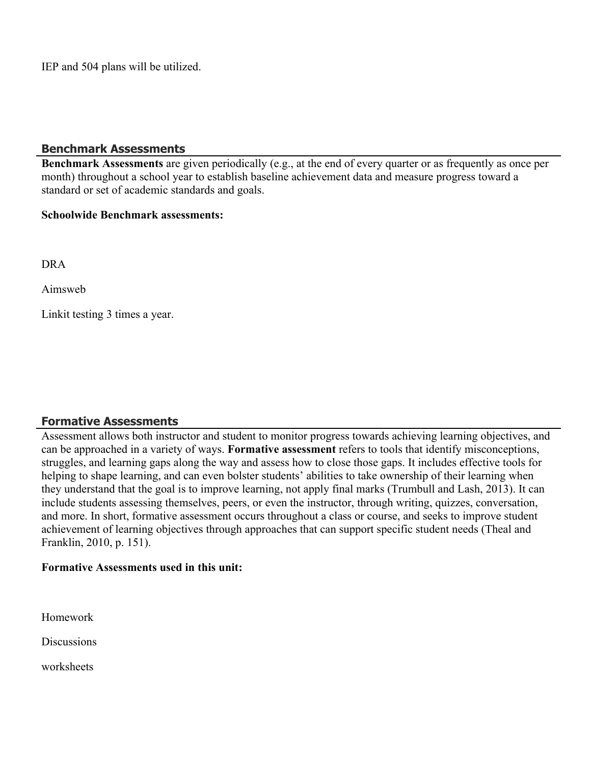IEP and 504 plans will be utilized.

## Benchmark Assessments

**Benchmark Assessments** are given periodically (e.g., at the end of every quarter or as frequently as once per month) throughout a school year to establish baseline achievement data and measure progress toward a standard or set of academic standards and goals.

**Schoolwide Benchmark assessments:**

DRA

Aimsweb

Linkit testing 3 times a year.

## Formative Assessments

Assessment allows both instructor and student to monitor progress towards achieving learning objectives, and can be approached in a variety of ways. **Formative assessment** refers to tools that identify misconceptions, struggles, and learning gaps along the way and assess how to close those gaps. It includes effective tools for helping to shape learning, and can even bolster students' abilities to take ownership of their learning when they understand that the goal is to improve learning, not apply final marks (Trumbull and Lash, 2013). It can include students assessing themselves, peers, or even the instructor, through writing, quizzes, conversation, and more. In short, formative assessment occurs throughout a class or course, and seeks to improve student achievement of learning objectives through approaches that can support specific student needs (Theal and Franklin, 2010, p. 151).

**Formative Assessments used in this unit:**

Homework

Discussions

worksheets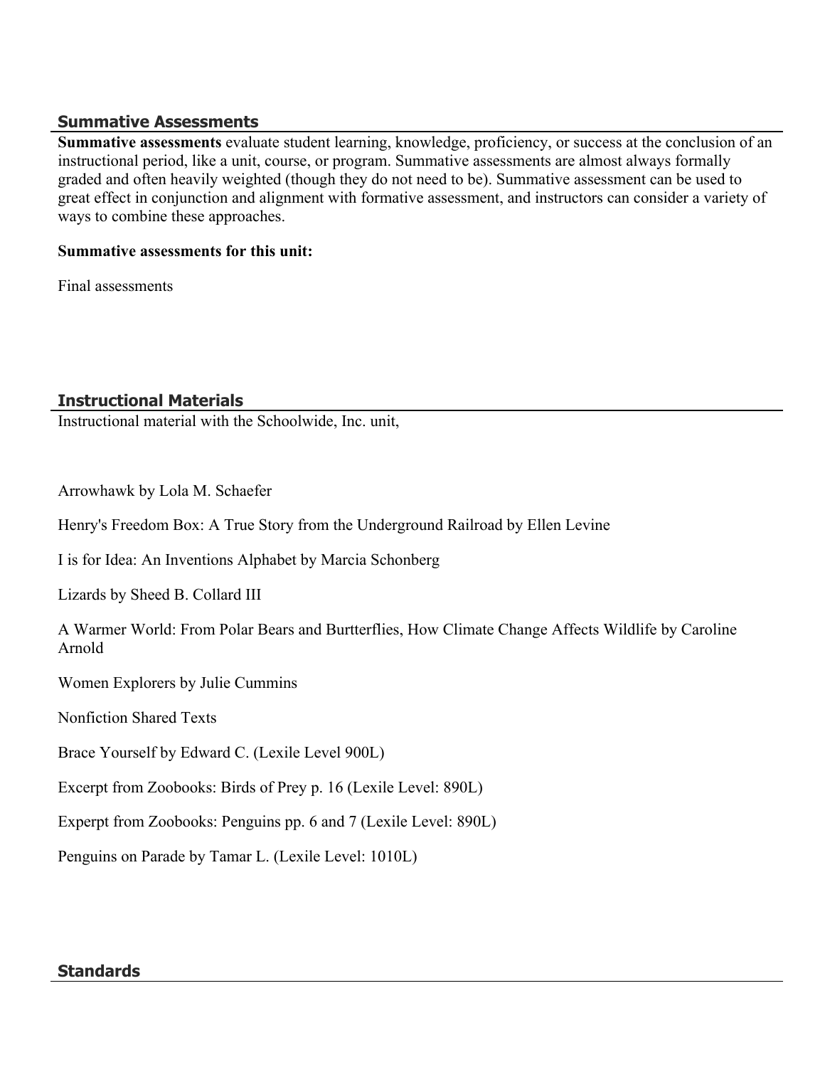## Summative Assessments

**Summative assessments** evaluate student learning, knowledge, proficiency, or success at the conclusion of an instructional period, like a unit, course, or program. Summative assessments are almost always formally graded and often heavily weighted (though they do not need to be). Summative assessment can be used to great effect in conjunction and alignment with formative assessment, and instructors can consider a variety of ways to combine these approaches.

**Summative assessments for this unit:**

Final assessments

## Instructional Materials

Instructional material with the Schoolwide, Inc. unit,

Arrowhawk by Lola M. Schaefer

Henry's Freedom Box: A True Story from the Underground Railroad by Ellen Levine

I is for Idea: An Inventions Alphabet by Marcia Schonberg

Lizards by Sheed B. Collard III

A Warmer World: From Polar Bears and Burtterflies, How Climate Change Affects Wildlife by Caroline Arnold

Women Explorers by Julie Cummins

Nonfiction Shared Texts

Brace Yourself by Edward C. (Lexile Level 900L)

Excerpt from Zoobooks: Birds of Prey p. 16 (Lexile Level: 890L)

Experpt from Zoobooks: Penguins pp. 6 and 7 (Lexile Level: 890L)

Penguins on Parade by Tamar L. (Lexile Level: 1010L)

## Standards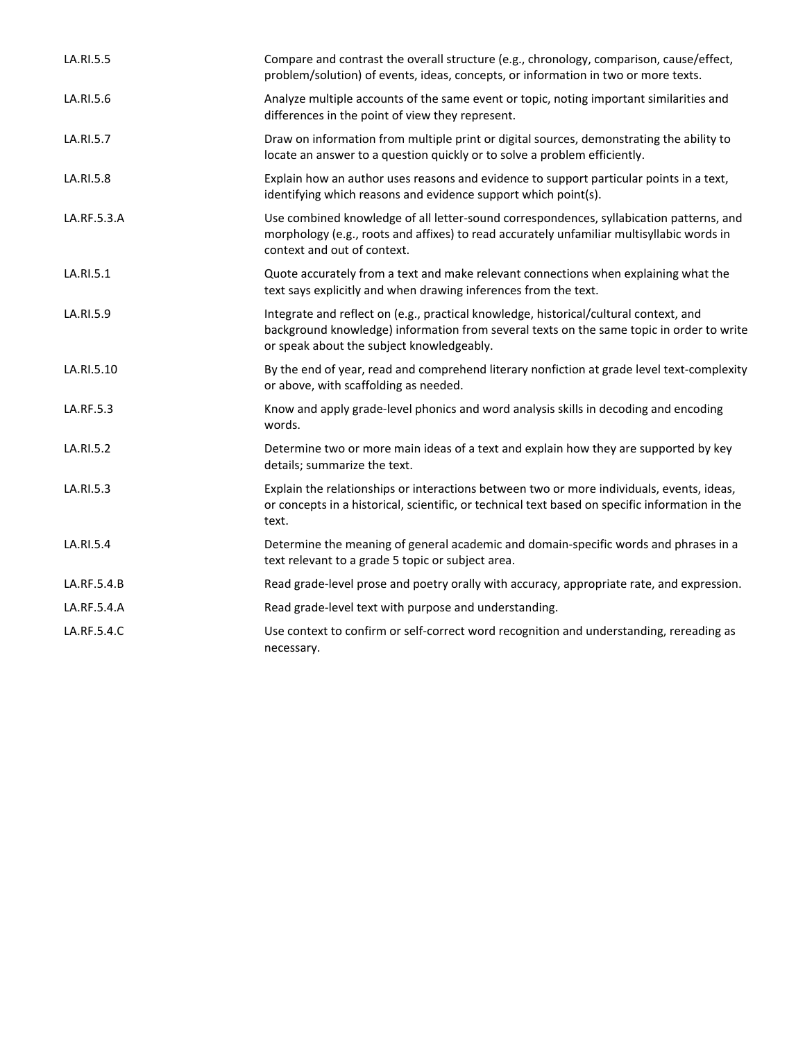| | |
|---|---|
| LA.RI.5.5 | Compare and contrast the overall structure (e.g., chronology, comparison, cause/effect, problem/solution) of events, ideas, concepts, or information in two or more texts. |
| LA.RI.5.6 | Analyze multiple accounts of the same event or topic, noting important similarities and differences in the point of view they represent. |
| LA.RI.5.7 | Draw on information from multiple print or digital sources, demonstrating the ability to locate an answer to a question quickly or to solve a problem efficiently. |
| LA.RI.5.8 | Explain how an author uses reasons and evidence to support particular points in a text, identifying which reasons and evidence support which point(s). |
| LA.RF.5.3.A | Use combined knowledge of all letter-sound correspondences, syllabication patterns, and morphology (e.g., roots and affixes) to read accurately unfamiliar multisyllabic words in context and out of context. |
| LA.RI.5.1 | Quote accurately from a text and make relevant connections when explaining what the text says explicitly and when drawing inferences from the text. |
| LA.RI.5.9 | Integrate and reflect on (e.g., practical knowledge, historical/cultural context, and background knowledge) information from several texts on the same topic in order to write or speak about the subject knowledgeably. |
| LA.RI.5.10 | By the end of year, read and comprehend literary nonfiction at grade level text-complexity or above, with scaffolding as needed. |
| LA.RF.5.3 | Know and apply grade-level phonics and word analysis skills in decoding and encoding words. |
| LA.RI.5.2 | Determine two or more main ideas of a text and explain how they are supported by key details; summarize the text. |
| LA.RI.5.3 | Explain the relationships or interactions between two or more individuals, events, ideas, or concepts in a historical, scientific, or technical text based on specific information in the text. |
| LA.RI.5.4 | Determine the meaning of general academic and domain-specific words and phrases in a text relevant to a grade 5 topic or subject area. |
| LA.RF.5.4.B | Read grade-level prose and poetry orally with accuracy, appropriate rate, and expression. |
| LA.RF.5.4.A | Read grade-level text with purpose and understanding. |
| LA.RF.5.4.C | Use context to confirm or self-correct word recognition and understanding, rereading as necessary. |